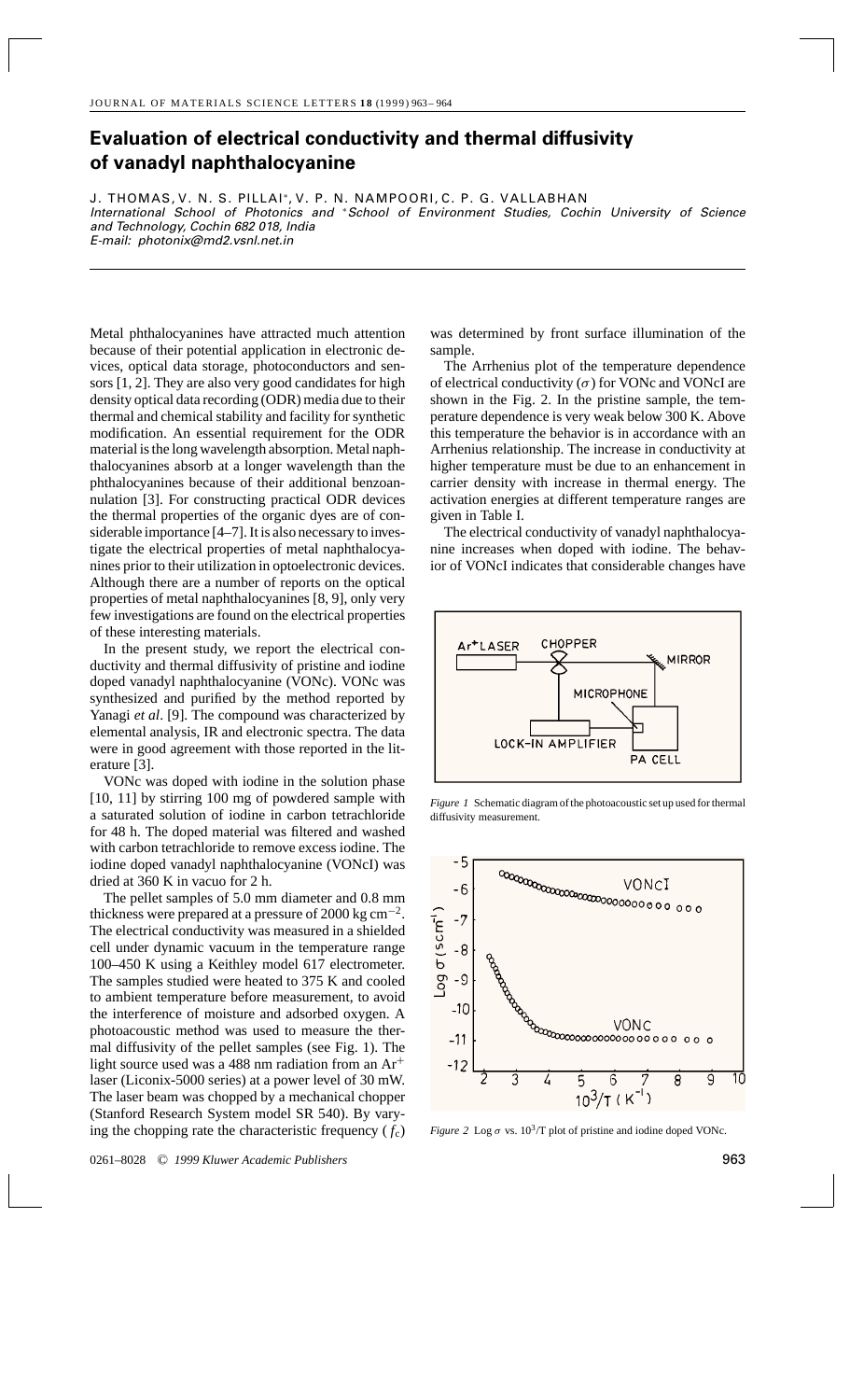# Evaluation of electrical conductivity and thermal diffusivity of vanadyl naphthalocyanine

J. THOMAS, V. N. S. PILLAI*, V. P. N. NAMPOORI, C. P. G. VALLABHAN

*International School of Photonics and *School of Environment Studies, Cochin University of Science and Technology, Cochin 682 018, India*

*E-mail: photonix@md2.vsnl.net.in*

---

Metal phthalocyanines have attracted much attention because of their potential application in electronic devices, optical data storage, photoconductors and sensors [1, 2]. They are also very good candidates for high density optical data recording (ODR) media due to their thermal and chemical stability and facility for synthetic modification. An essential requirement for the ODR material is the long wavelength absorption. Metal naphthalocyanines absorb at a longer wavelength than the phthalocyanines because of their additional benzoannulation [3]. For constructing practical ODR devices the thermal properties of the organic dyes are of considerable importance [4–7]. It is also necessary to investigate the electrical properties of metal naphthalocyanines prior to their utilization in optoelectronic devices. Although there are a number of reports on the optical properties of metal naphthalocyanines [8, 9], only very few investigations are found on the electrical properties of these interesting materials.

In the present study, we report the electrical conductivity and thermal diffusivity of pristine and iodine doped vanadyl naphthalocyanine (VONc). VONc was synthesized and purified by the method reported by Yanagi *et al*. [9]. The compound was characterized by elemental analysis, IR and electronic spectra. The data were in good agreement with those reported in the literature [3].

VONc was doped with iodine in the solution phase [10, 11] by stirring 100 mg of powdered sample with a saturated solution of iodine in carbon tetrachloride for 48 h. The doped material was filtered and washed with carbon tetrachloride to remove excess iodine. The iodine doped vanadyl naphthalocyanine (VONcI) was dried at 360 K in vacuo for 2 h.

The pellet samples of 5.0 mm diameter and 0.8 mm thickness were prepared at a pressure of 2000 kg cm$^{-2}$. The electrical conductivity was measured in a shielded cell under dynamic vacuum in the temperature range 100–450 K using a Keithley model 617 electrometer. The samples studied were heated to 375 K and cooled to ambient temperature before measurement, to avoid the interference of moisture and adsorbed oxygen. A photoacoustic method was used to measure the thermal diffusivity of the pellet samples (see Fig. 1). The light source used was a 488 nm radiation from an $Ar^+$ laser (Liconix-5000 series) at a power level of 30 mW. The laser beam was chopped by a mechanical chopper (Stanford Research System model SR 540). By varying the chopping rate the characteristic frequency ($f_c$) was determined by front surface illumination of the sample.

The Arrhenius plot of the temperature dependence of electrical conductivity ($\sigma$) for VONc and VONcI are shown in the Fig. 2. In the pristine sample, the temperature dependence is very weak below 300 K. Above this temperature the behavior is in accordance with an Arrhenius relationship. The increase in conductivity at higher temperature must be due to an enhancement in carrier density with increase in thermal energy. The activation energies at different temperature ranges are given in Table I.

The electrical conductivity of vanadyl naphthalocyanine increases when doped with iodine. The behavior of VONcI indicates that considerable changes have

*Figure 1* Schematic diagram of the photoacoustic set up used for thermal diffusivity measurement.

*Figure 2* Log $\sigma$ vs. $10^3$/T plot of pristine and iodine doped VONc.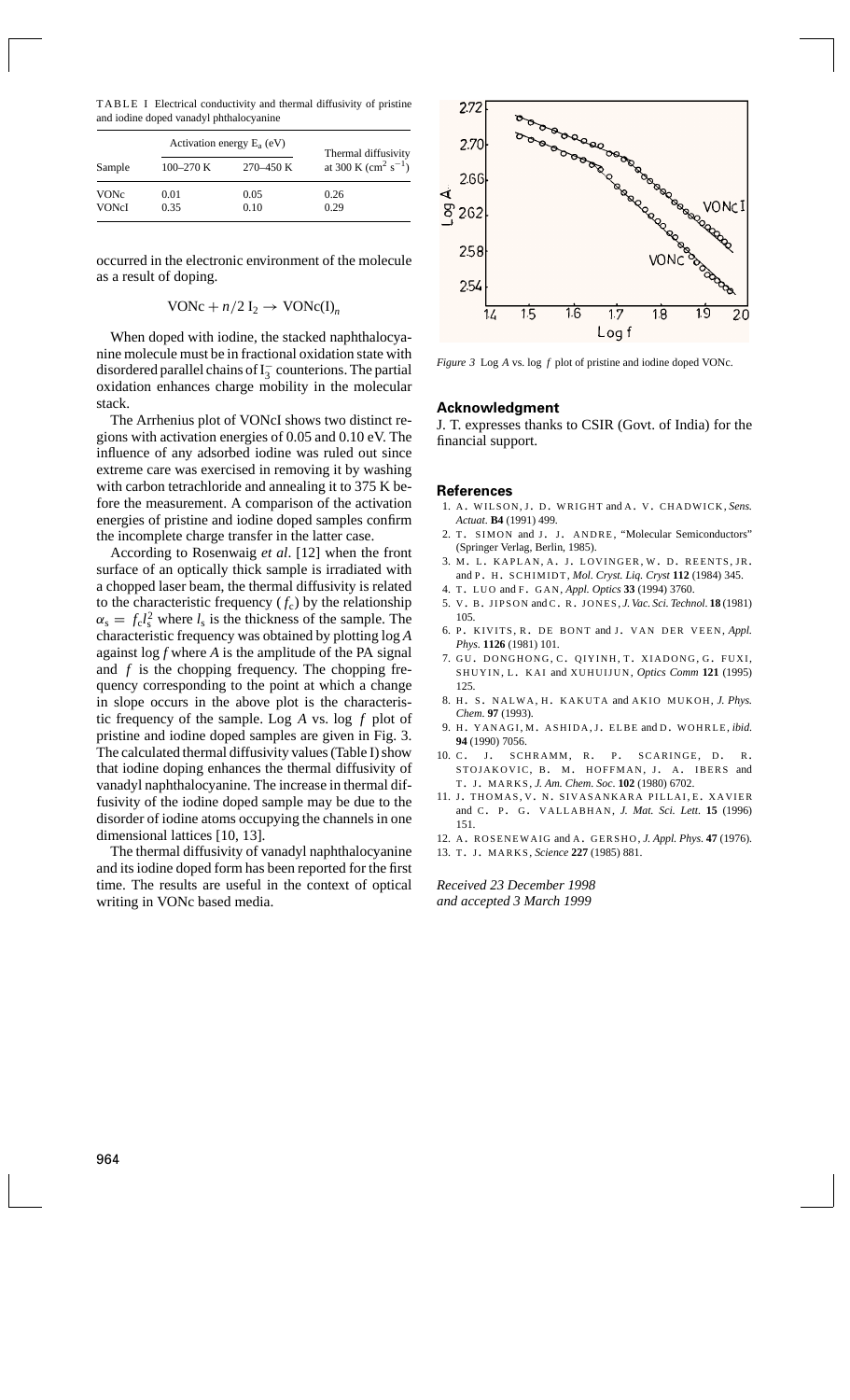TABLE I Electrical conductivity and thermal diffusivity of pristine and iodine doped vanadyl phthalocyanine

| Sample | Activation energy $E_a$ (eV) | | Thermal diffusivity at 300 K ($cm^2\ s^{-1}$) |
|---|---|---|---|
| | 100–270 K | 270–450 K | |
| VONc | 0.01 | 0.05 | 0.26 |
| VONcI | 0.35 | 0.10 | 0.29 |

occurred in the electronic environment of the molecule as a result of doping.

$$\text{VONc} + n/2\ \text{I}_2 \rightarrow \text{VONc(I)}_n$$

When doped with iodine, the stacked naphthalocyanine molecule must be in fractional oxidation state with disordered parallel chains of $I_3^-$ counterions. The partial oxidation enhances charge mobility in the molecular stack.

The Arrhenius plot of VONcI shows two distinct regions with activation energies of 0.05 and 0.10 eV. The influence of any adsorbed iodine was ruled out since extreme care was exercised in removing it by washing with carbon tetrachloride and annealing it to 375 K before the measurement. A comparison of the activation energies of pristine and iodine doped samples confirm the incomplete charge transfer in the latter case.

According to Rosenwaig *et al*. [12] when the front surface of an optically thick sample is irradiated with a chopped laser beam, the thermal diffusivity is related to the characteristic frequency ($f_c$) by the relationship $\alpha_s = f_c l_s^2$ where $l_s$ is the thickness of the sample. The characteristic frequency was obtained by plotting log *A* against log *f* where *A* is the amplitude of the PA signal and *f* is the chopping frequency. The chopping frequency corresponding to the point at which a change in slope occurs in the above plot is the characteristic frequency of the sample. Log *A* vs. log *f* plot of pristine and iodine doped samples are given in Fig. 3. The calculated thermal diffusivity values (Table I) show that iodine doping enhances the thermal diffusivity of vanadyl naphthalocyanine. The increase in thermal diffusivity of the iodine doped sample may be due to the disorder of iodine atoms occupying the channels in one dimensional lattices [10, 13].

The thermal diffusivity of vanadyl naphthalocyanine and its iodine doped form has been reported for the first time. The results are useful in the context of optical writing in VONc based media.

2.72
2.70
2.66
2.62
2.58
2.54
Log A
1.4 1.5 1.6 1.7 1.8 1.9 2.0
Log f
VONcI
VONc

*Figure 3* Log *A* vs. log *f* plot of pristine and iodine doped VONc.

## Acknowledgment

J. T. expresses thanks to CSIR (Govt. of India) for the financial support.

## References

1. A. WILSON, J. D. WRIGHT and A. V. CHADWICK, *Sens. Actuat.* **B4** (1991) 499.
2. T. SIMON and J. J. ANDRE, "Molecular Semiconductors" (Springer Verlag, Berlin, 1985).
3. M. L. KAPLAN, A. J. LOVINGER, W. D. REENTS, JR. and P. H. SCHIMIDT, *Mol. Cryst. Liq. Cryst* **112** (1984) 345.
4. T. LUO and F. GAN, *Appl. Optics* **33** (1994) 3760.
5. V. B. JIPSON and C. R. JONES, *J. Vac. Sci. Technol.* **18** (1981) 105.
6. P. KIVITS, R. DE BONT and J. VAN DER VEEN, *Appl. Phys.* **1126** (1981) 101.
7. GU. DONGHONG, C. QIYINH, T. XIADONG, G. FUXI, SHUYIN, L. KAI and XUHUIJUN, *Optics Comm* **121** (1995) 125.
8. H. S. NALWA, H. KAKUTA and AKIO MUKOH, *J. Phys. Chem.* **97** (1993).
9. H. YANAGI, M. ASHIDA, J. ELBE and D. WOHRLE, *ibid.* **94** (1990) 7056.
10. C. J. SCHRAMM, R. P. SCARINGE, D. R. STOJAKOVIC, B. M. HOFFMAN, J. A. IBERS and T. J. MARKS, *J. Am. Chem. Soc.* **102** (1980) 6702.
11. J. THOMAS, V. N. SIVASANKARA PILLAI, E. XAVIER and C. P. G. VALLABHAN, *J. Mat. Sci. Lett.* **15** (1996) 151.
12. A. ROSENEWAIG and A. GERSHO, *J. Appl. Phys.* **47** (1976).
13. T. J. MARKS, *Science* **227** (1985) 881.

*Received 23 December 1998 and accepted 3 March 1999*